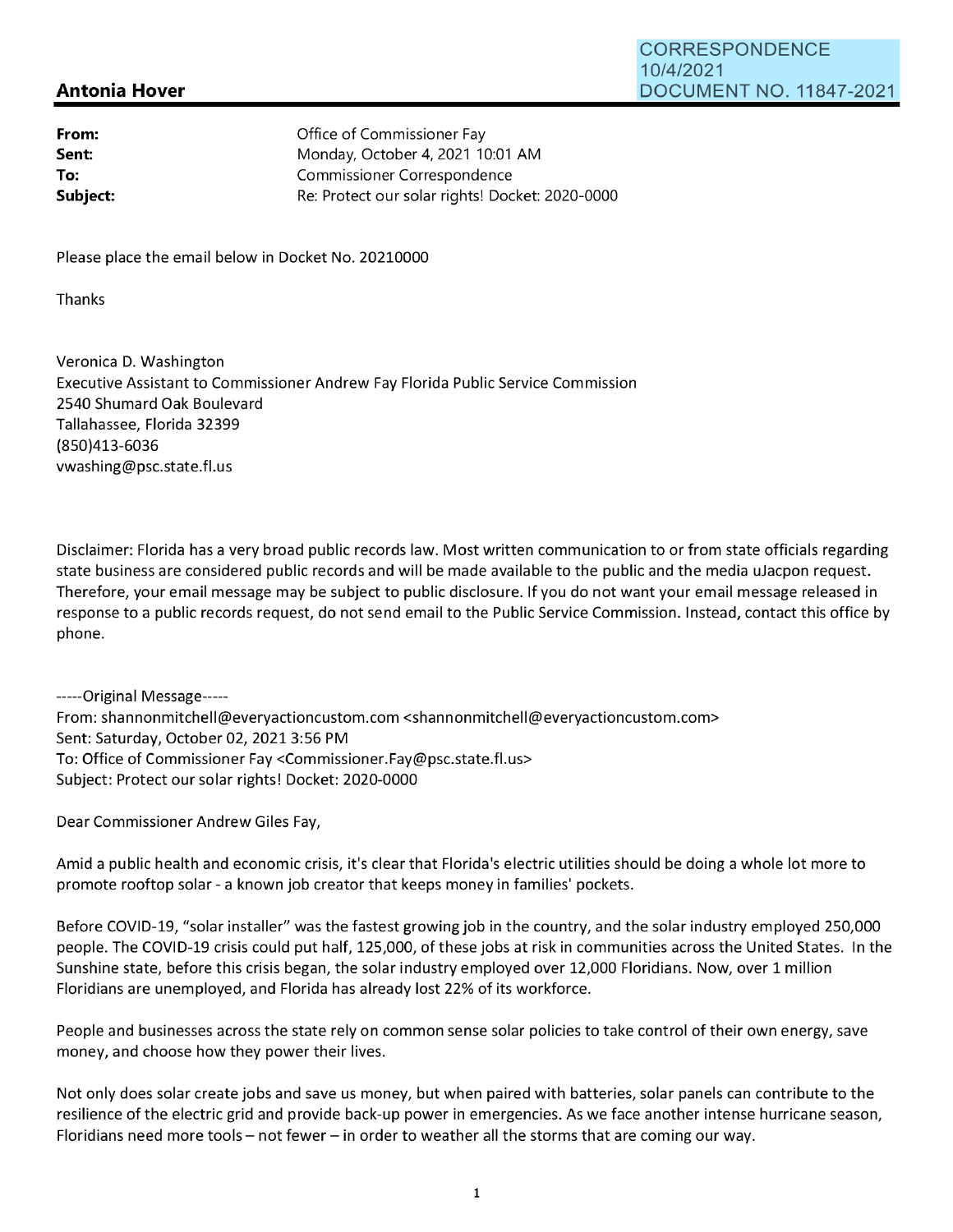CORRESPONDENCE
10/4/2021
DOCUMENT NO. 11847-2021

## Antonia Hover

| | |
|---|---|
| **From:** | Office of Commissioner Fay |
| **Sent:** | Monday, October 4, 2021 10:01 AM |
| **To:** | Commissioner Correspondence |
| **Subject:** | Re: Protect our solar rights! Docket: 2020-0000 |

Please place the email below in Docket No. 20210000

Thanks

Veronica D. Washington
Executive Assistant to Commissioner Andrew Fay Florida Public Service Commission
2540 Shumard Oak Boulevard
Tallahassee, Florida 32399
(850)413-6036
vwashing@psc.state.fl.us

Disclaimer: Florida has a very broad public records law. Most written communication to or from state officials regarding state business are considered public records and will be made available to the public and the media uJacpon request. Therefore, your email message may be subject to public disclosure. If you do not want your email message released in response to a public records request, do not send email to the Public Service Commission. Instead, contact this office by phone.

-----Original Message-----
From: shannonmitchell@everyactioncustom.com <shannonmitchell@everyactioncustom.com>
Sent: Saturday, October 02, 2021 3:56 PM
To: Office of Commissioner Fay <Commissioner.Fay@psc.state.fl.us>
Subject: Protect our solar rights! Docket: 2020-0000

Dear Commissioner Andrew Giles Fay,

Amid a public health and economic crisis, it's clear that Florida's electric utilities should be doing a whole lot more to promote rooftop solar - a known job creator that keeps money in families' pockets.

Before COVID-19, "solar installer" was the fastest growing job in the country, and the solar industry employed 250,000 people. The COVID-19 crisis could put half, 125,000, of these jobs at risk in communities across the United States. In the Sunshine state, before this crisis began, the solar industry employed over 12,000 Floridians. Now, over 1 million Floridians are unemployed, and Florida has already lost 22% of its workforce.

People and businesses across the state rely on common sense solar policies to take control of their own energy, save money, and choose how they power their lives.

Not only does solar create jobs and save us money, but when paired with batteries, solar panels can contribute to the resilience of the electric grid and provide back-up power in emergencies. As we face another intense hurricane season, Floridians need more tools – not fewer – in order to weather all the storms that are coming our way.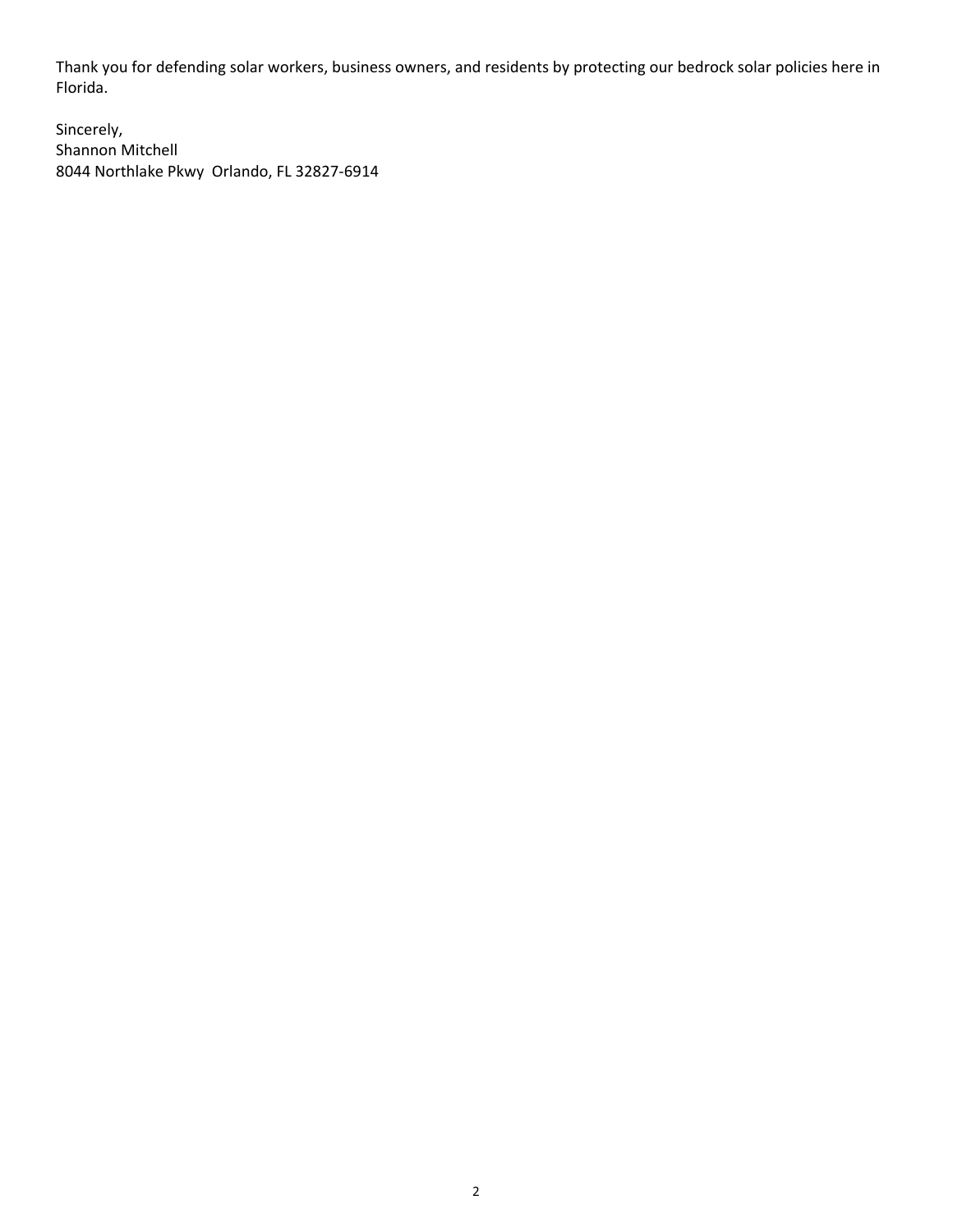Thank you for defending solar workers, business owners, and residents by protecting our bedrock solar policies here in Florida.

Sincerely,
Shannon Mitchell
8044 Northlake Pkwy  Orlando, FL 32827-6914